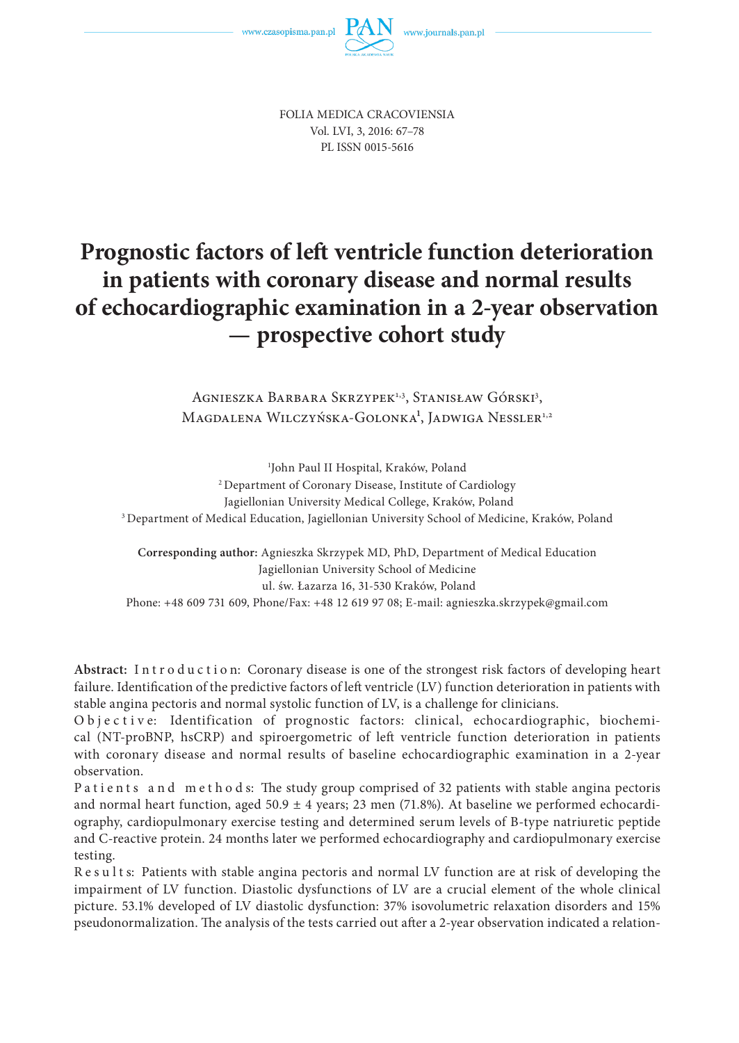FOLIA MEDICA CRACOVIENSIA
Vol. LVI, 3, 2016: 67–78
PL ISSN 0015-5616

# Prognostic factors of left ventricle function deterioration in patients with coronary disease and normal results of echocardiographic examination in a 2-year observation — prospective cohort study

Agnieszka Barbara Skrzypek[1,3], Stanisław Górski[3], Magdalena Wilczyńska-Golonka[1], Jadwiga Nessler[1,2]

[1]John Paul II Hospital, Kraków, Poland
[2]Department of Coronary Disease, Institute of Cardiology
Jagiellonian University Medical College, Kraków, Poland
[3]Department of Medical Education, Jagiellonian University School of Medicine, Kraków, Poland

**Corresponding author:** Agnieszka Skrzypek MD, PhD, Department of Medical Education
Jagiellonian University School of Medicine
ul. św. Łazarza 16, 31-530 Kraków, Poland
Phone: +48 609 731 609, Phone/Fax: +48 12 619 97 08; E-mail: agnieszka.skrzypek@gmail.com

**Abstract:** Introduction: Coronary disease is one of the strongest risk factors of developing heart failure. Identification of the predictive factors of left ventricle (LV) function deterioration in patients with stable angina pectoris and normal systolic function of LV, is a challenge for clinicians.

Objective: Identification of prognostic factors: clinical, echocardiographic, biochemical (NT-proBNP, hsCRP) and spiroergometric of left ventricle function deterioration in patients with coronary disease and normal results of baseline echocardiographic examination in a 2-year observation.

Patients and methods: The study group comprised of 32 patients with stable angina pectoris and normal heart function, aged 50.9 ± 4 years; 23 men (71.8%). At baseline we performed echocardiography, cardiopulmonary exercise testing and determined serum levels of B-type natriuretic peptide and C-reactive protein. 24 months later we performed echocardiography and cardiopulmonary exercise testing.

Results: Patients with stable angina pectoris and normal LV function are at risk of developing the impairment of LV function. Diastolic dysfunctions of LV are a crucial element of the whole clinical picture. 53.1% developed of LV diastolic dysfunction: 37% isovolumetric relaxation disorders and 15% pseudonormalization. The analysis of the tests carried out after a 2-year observation indicated a relation-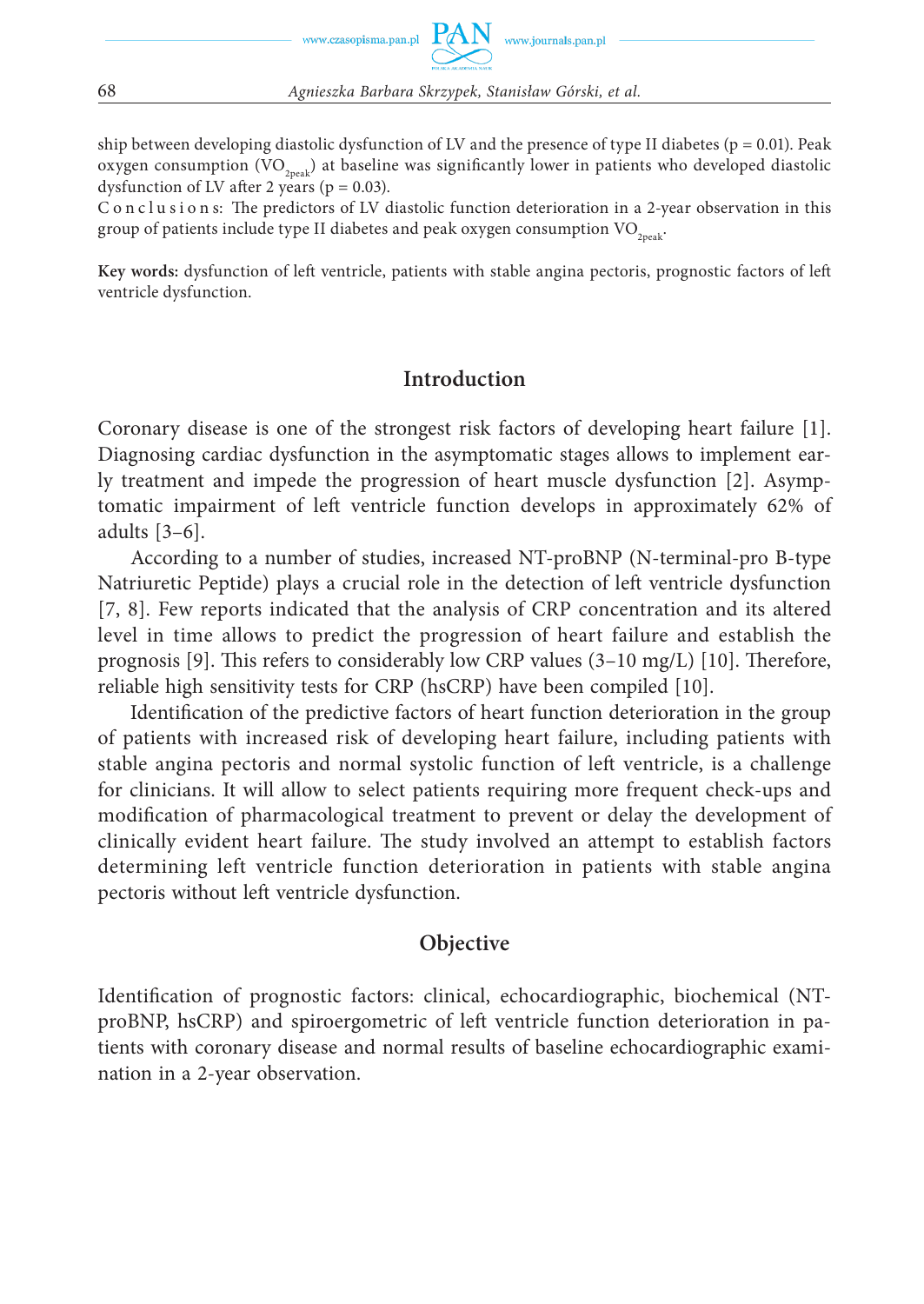ship between developing diastolic dysfunction of LV and the presence of type II diabetes ($p = 0.01$). Peak oxygen consumption ($VO_{2peak}$) at baseline was significantly lower in patients who developed diastolic dysfunction of LV after 2 years ($p = 0.03$).

Conclusions: The predictors of LV diastolic function deterioration in a 2-year observation in this group of patients include type II diabetes and peak oxygen consumption $VO_{2peak}$.

**Key words:** dysfunction of left ventricle, patients with stable angina pectoris, prognostic factors of left ventricle dysfunction.

## Introduction

Coronary disease is one of the strongest risk factors of developing heart failure [1]. Diagnosing cardiac dysfunction in the asymptomatic stages allows to implement early treatment and impede the progression of heart muscle dysfunction [2]. Asymptomatic impairment of left ventricle function develops in approximately 62% of adults [3–6].

According to a number of studies, increased NT-proBNP (N-terminal-pro B-type Natriuretic Peptide) plays a crucial role in the detection of left ventricle dysfunction [7, 8]. Few reports indicated that the analysis of CRP concentration and its altered level in time allows to predict the progression of heart failure and establish the prognosis [9]. This refers to considerably low CRP values (3–10 mg/L) [10]. Therefore, reliable high sensitivity tests for CRP (hsCRP) have been compiled [10].

Identification of the predictive factors of heart function deterioration in the group of patients with increased risk of developing heart failure, including patients with stable angina pectoris and normal systolic function of left ventricle, is a challenge for clinicians. It will allow to select patients requiring more frequent check-ups and modification of pharmacological treatment to prevent or delay the development of clinically evident heart failure. The study involved an attempt to establish factors determining left ventricle function deterioration in patients with stable angina pectoris without left ventricle dysfunction.

## Objective

Identification of prognostic factors: clinical, echocardiographic, biochemical (NT-proBNP, hsCRP) and spiroergometric of left ventricle function deterioration in patients with coronary disease and normal results of baseline echocardiographic examination in a 2-year observation.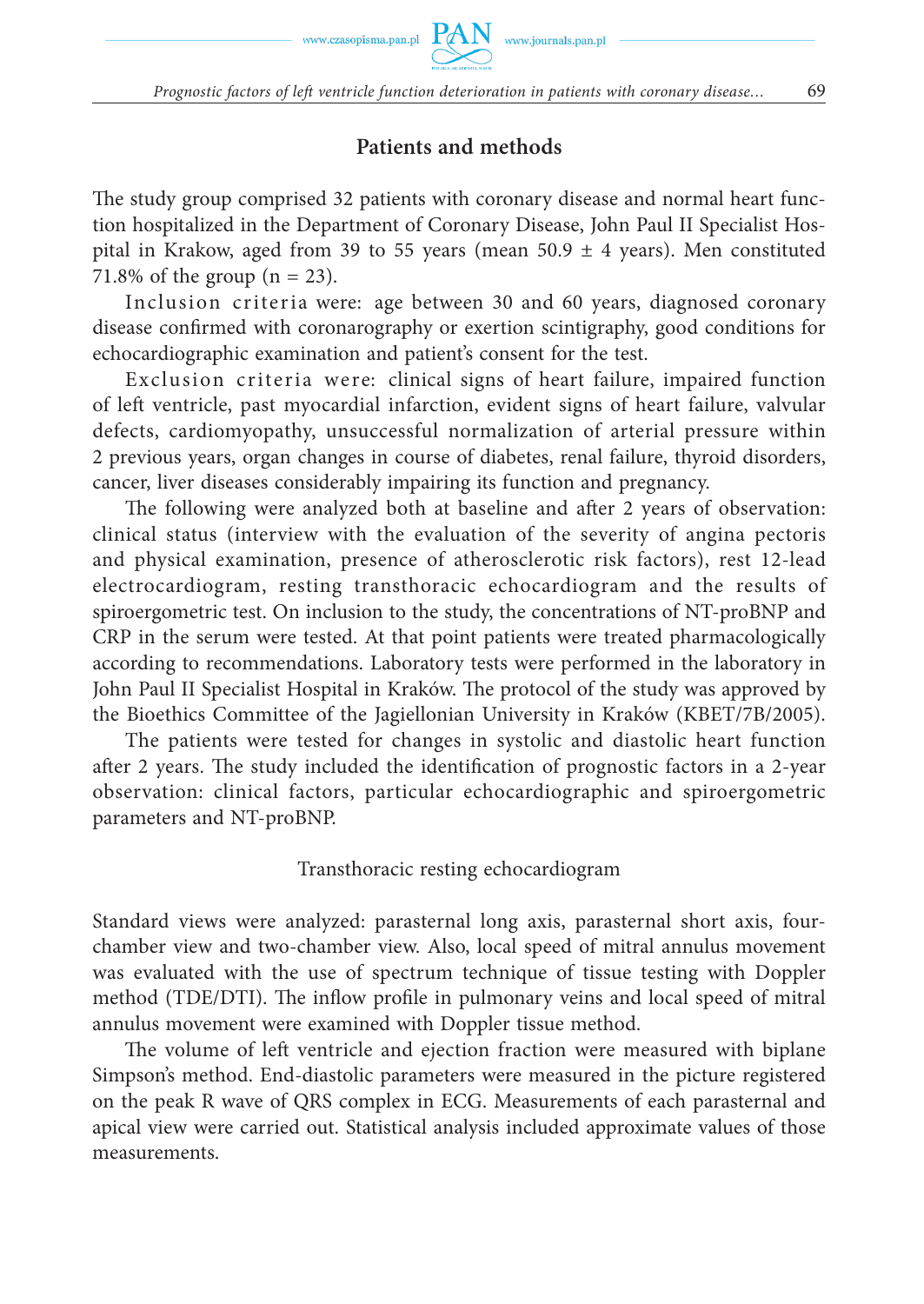## Patients and methods

The study group comprised 32 patients with coronary disease and normal heart function hospitalized in the Department of Coronary Disease, John Paul II Specialist Hospital in Krakow, aged from 39 to 55 years (mean 50.9 ± 4 years). Men constituted 71.8% of the group (n = 23).

Inclusion criteria were: age between 30 and 60 years, diagnosed coronary disease confirmed with coronarography or exertion scintigraphy, good conditions for echocardiographic examination and patient's consent for the test.

Exclusion criteria were: clinical signs of heart failure, impaired function of left ventricle, past myocardial infarction, evident signs of heart failure, valvular defects, cardiomyopathy, unsuccessful normalization of arterial pressure within 2 previous years, organ changes in course of diabetes, renal failure, thyroid disorders, cancer, liver diseases considerably impairing its function and pregnancy.

The following were analyzed both at baseline and after 2 years of observation: clinical status (interview with the evaluation of the severity of angina pectoris and physical examination, presence of atherosclerotic risk factors), rest 12-lead electrocardiogram, resting transthoracic echocardiogram and the results of spiroergometric test. On inclusion to the study, the concentrations of NT-proBNP and CRP in the serum were tested. At that point patients were treated pharmacologically according to recommendations. Laboratory tests were performed in the laboratory in John Paul II Specialist Hospital in Kraków. The protocol of the study was approved by the Bioethics Committee of the Jagiellonian University in Kraków (KBET/7B/2005).

The patients were tested for changes in systolic and diastolic heart function after 2 years. The study included the identification of prognostic factors in a 2-year observation: clinical factors, particular echocardiographic and spiroergometric parameters and NT-proBNP.

### Transthoracic resting echocardiogram

Standard views were analyzed: parasternal long axis, parasternal short axis, four-chamber view and two-chamber view. Also, local speed of mitral annulus movement was evaluated with the use of spectrum technique of tissue testing with Doppler method (TDE/DTI). The inflow profile in pulmonary veins and local speed of mitral annulus movement were examined with Doppler tissue method.

The volume of left ventricle and ejection fraction were measured with biplane Simpson's method. End-diastolic parameters were measured in the picture registered on the peak R wave of QRS complex in ECG. Measurements of each parasternal and apical view were carried out. Statistical analysis included approximate values of those measurements.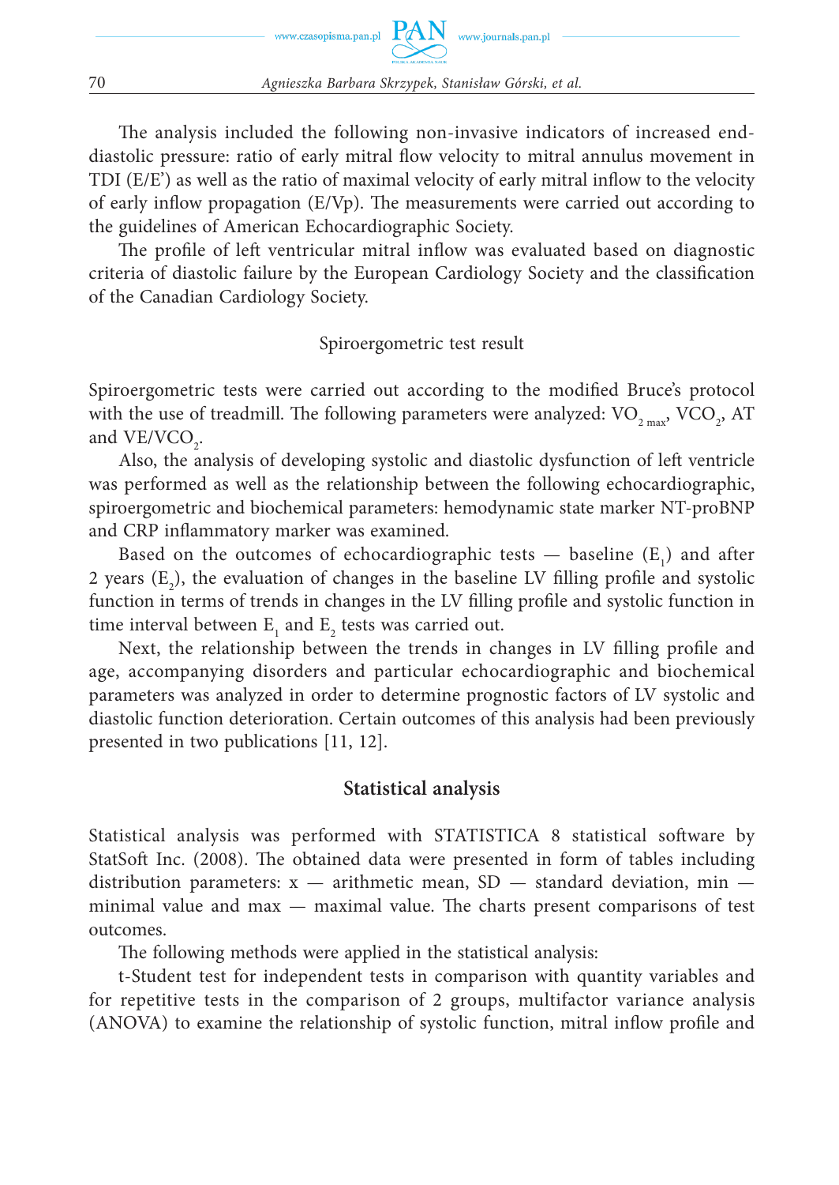The analysis included the following non-invasive indicators of increased end-diastolic pressure: ratio of early mitral flow velocity to mitral annulus movement in TDI (E/E') as well as the ratio of maximal velocity of early mitral inflow to the velocity of early inflow propagation (E/Vp). The measurements were carried out according to the guidelines of American Echocardiographic Society.

The profile of left ventricular mitral inflow was evaluated based on diagnostic criteria of diastolic failure by the European Cardiology Society and the classification of the Canadian Cardiology Society.

### Spiroergometric test result

Spiroergometric tests were carried out according to the modified Bruce's protocol with the use of treadmill. The following parameters were analyzed: $VO_{2\,max}$, $VCO_2$, AT and $VE/VCO_2$.

Also, the analysis of developing systolic and diastolic dysfunction of left ventricle was performed as well as the relationship between the following echocardiographic, spiroergometric and biochemical parameters: hemodynamic state marker NT-proBNP and CRP inflammatory marker was examined.

Based on the outcomes of echocardiographic tests — baseline ($E_1$) and after 2 years ($E_2$), the evaluation of changes in the baseline LV filling profile and systolic function in terms of trends in changes in the LV filling profile and systolic function in time interval between $E_1$ and $E_2$ tests was carried out.

Next, the relationship between the trends in changes in LV filling profile and age, accompanying disorders and particular echocardiographic and biochemical parameters was analyzed in order to determine prognostic factors of LV systolic and diastolic function deterioration. Certain outcomes of this analysis had been previously presented in two publications [11, 12].

## Statistical analysis

Statistical analysis was performed with STATISTICA 8 statistical software by StatSoft Inc. (2008). The obtained data were presented in form of tables including distribution parameters: x — arithmetic mean, SD — standard deviation, min — minimal value and max — maximal value. The charts present comparisons of test outcomes.

The following methods were applied in the statistical analysis:

t-Student test for independent tests in comparison with quantity variables and for repetitive tests in the comparison of 2 groups, multifactor variance analysis (ANOVA) to examine the relationship of systolic function, mitral inflow profile and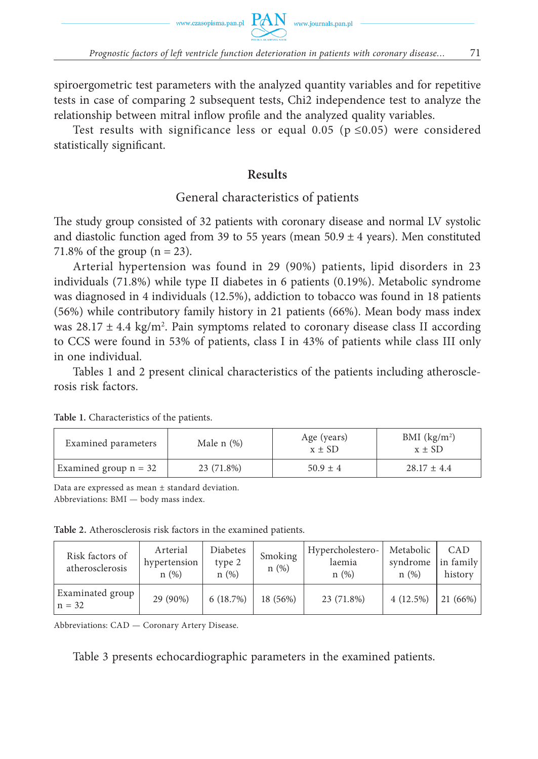spiroergometric test parameters with the analyzed quantity variables and for repetitive tests in case of comparing 2 subsequent tests, Chi2 independence test to analyze the relationship between mitral inflow profile and the analyzed quality variables.

Test results with significance less or equal 0.05 ($p \leq 0.05$) were considered statistically significant.

## Results

### General characteristics of patients

The study group consisted of 32 patients with coronary disease and normal LV systolic and diastolic function aged from 39 to 55 years (mean 50.9 ± 4 years). Men constituted 71.8% of the group (n = 23).

Arterial hypertension was found in 29 (90%) patients, lipid disorders in 23 individuals (71.8%) while type II diabetes in 6 patients (0.19%). Metabolic syndrome was diagnosed in 4 individuals (12.5%), addiction to tobacco was found in 18 patients (56%) while contributory family history in 21 patients (66%). Mean body mass index was 28.17 ± 4.4 kg/m². Pain symptoms related to coronary disease class II according to CCS were found in 53% of patients, class I in 43% of patients while class III only in one individual.

Tables 1 and 2 present clinical characteristics of the patients including atherosclerosis risk factors.

**Table 1.** Characteristics of the patients.

| Examined parameters | Male n (%) | Age (years) x ± SD | BMI (kg/m²) x ± SD |
|---|---|---|---|
| Examined group n = 32 | 23 (71.8%) | 50.9 ± 4 | 28.17 ± 4.4 |

Data are expressed as mean ± standard deviation.
Abbreviations: BMI — body mass index.

**Table 2.** Atherosclerosis risk factors in the examined patients.

| Risk factors of atherosclerosis | Arterial hypertension n (%) | Diabetes type 2 n (%) | Smoking n (%) | Hypercholesterolaemia n (%) | Metabolic syndrome n (%) | CAD in family history |
|---|---|---|---|---|---|---|
| Examinated group n = 32 | 29 (90%) | 6 (18.7%) | 18 (56%) | 23 (71.8%) | 4 (12.5%) | 21 (66%) |

Abbreviations: CAD — Coronary Artery Disease.

Table 3 presents echocardiographic parameters in the examined patients.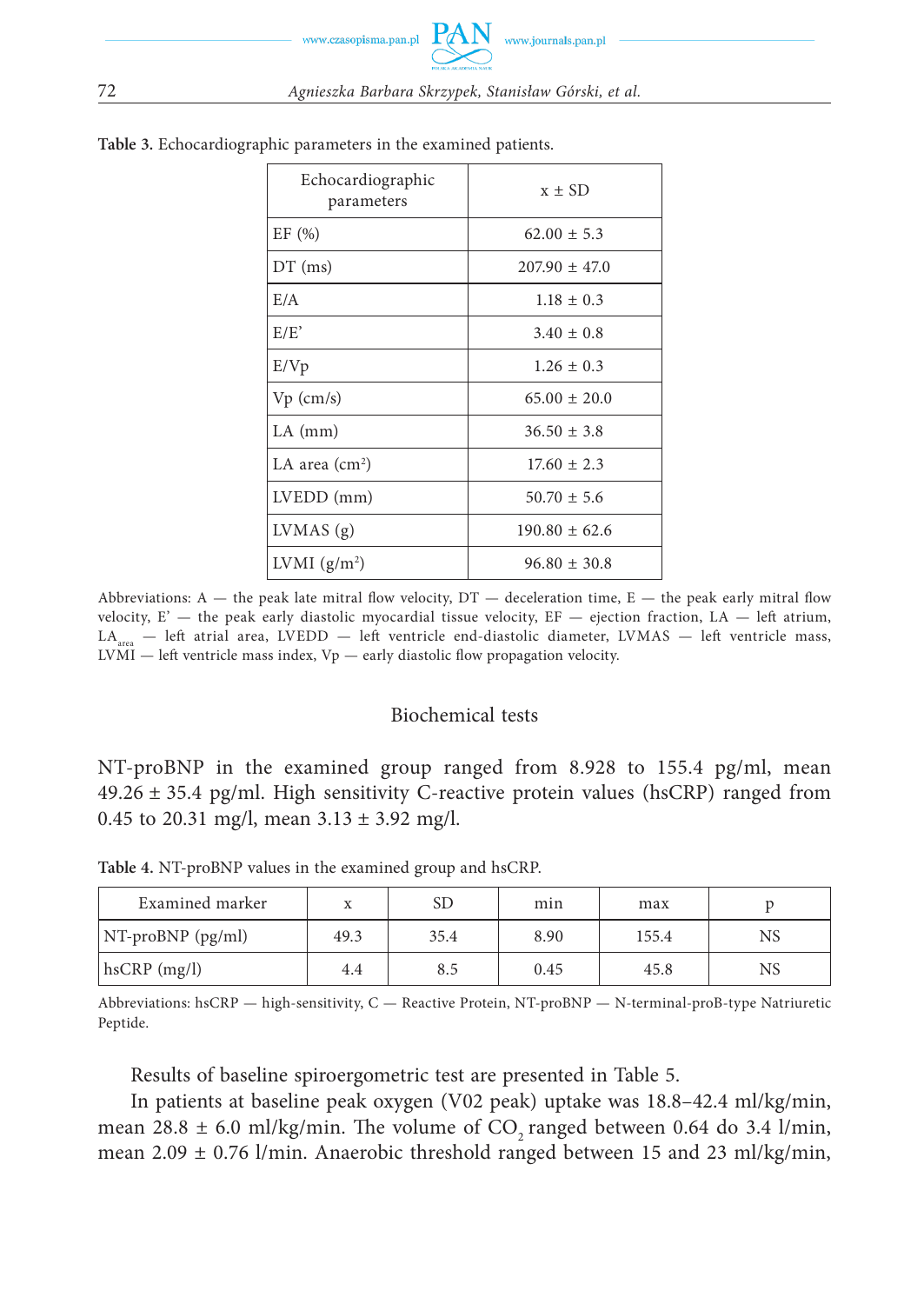**Table 3.** Echocardiographic parameters in the examined patients.

| Echocardiographic parameters | x ± SD |
|---|---|
| EF (%) | 62.00 ± 5.3 |
| DT (ms) | 207.90 ± 47.0 |
| E/A | 1.18 ± 0.3 |
| E/E’ | 3.40 ± 0.8 |
| E/Vp | 1.26 ± 0.3 |
| Vp (cm/s) | 65.00 ± 20.0 |
| LA (mm) | 36.50 ± 3.8 |
| LA area ($cm^2$) | 17.60 ± 2.3 |
| LVEDD (mm) | 50.70 ± 5.6 |
| LVMAS (g) | 190.80 ± 62.6 |
| LVMI ($g/m^2$) | 96.80 ± 30.8 |

Abbreviations: A — the peak late mitral flow velocity, DT — deceleration time, E — the peak early mitral flow velocity, E’ — the peak early diastolic myocardial tissue velocity, EF — ejection fraction, LA — left atrium, $LA_{area}$ — left atrial area, LVEDD — left ventricle end-diastolic diameter, LVMAS — left ventricle mass, LVMI — left ventricle mass index, Vp — early diastolic flow propagation velocity.

## Biochemical tests

NT-proBNP in the examined group ranged from 8.928 to 155.4 pg/ml, mean 49.26 ± 35.4 pg/ml. High sensitivity C-reactive protein values (hsCRP) ranged from 0.45 to 20.31 mg/l, mean 3.13 ± 3.92 mg/l.

**Table 4.** NT-proBNP values in the examined group and hsCRP.

| Examined marker | x | SD | min | max | p |
|---|---|---|---|---|---|
| NT-proBNP (pg/ml) | 49.3 | 35.4 | 8.90 | 155.4 | NS |
| hsCRP (mg/l) | 4.4 | 8.5 | 0.45 | 45.8 | NS |

Abbreviations: hsCRP — high-sensitivity, C — Reactive Protein, NT-proBNP — N-terminal-proB-type Natriuretic Peptide.

Results of baseline spiroergometric test are presented in Table 5.

In patients at baseline peak oxygen (V02 peak) uptake was 18.8–42.4 ml/kg/min, mean 28.8 ± 6.0 ml/kg/min. The volume of $CO_2$ ranged between 0.64 do 3.4 l/min, mean 2.09 ± 0.76 l/min. Anaerobic threshold ranged between 15 and 23 ml/kg/min,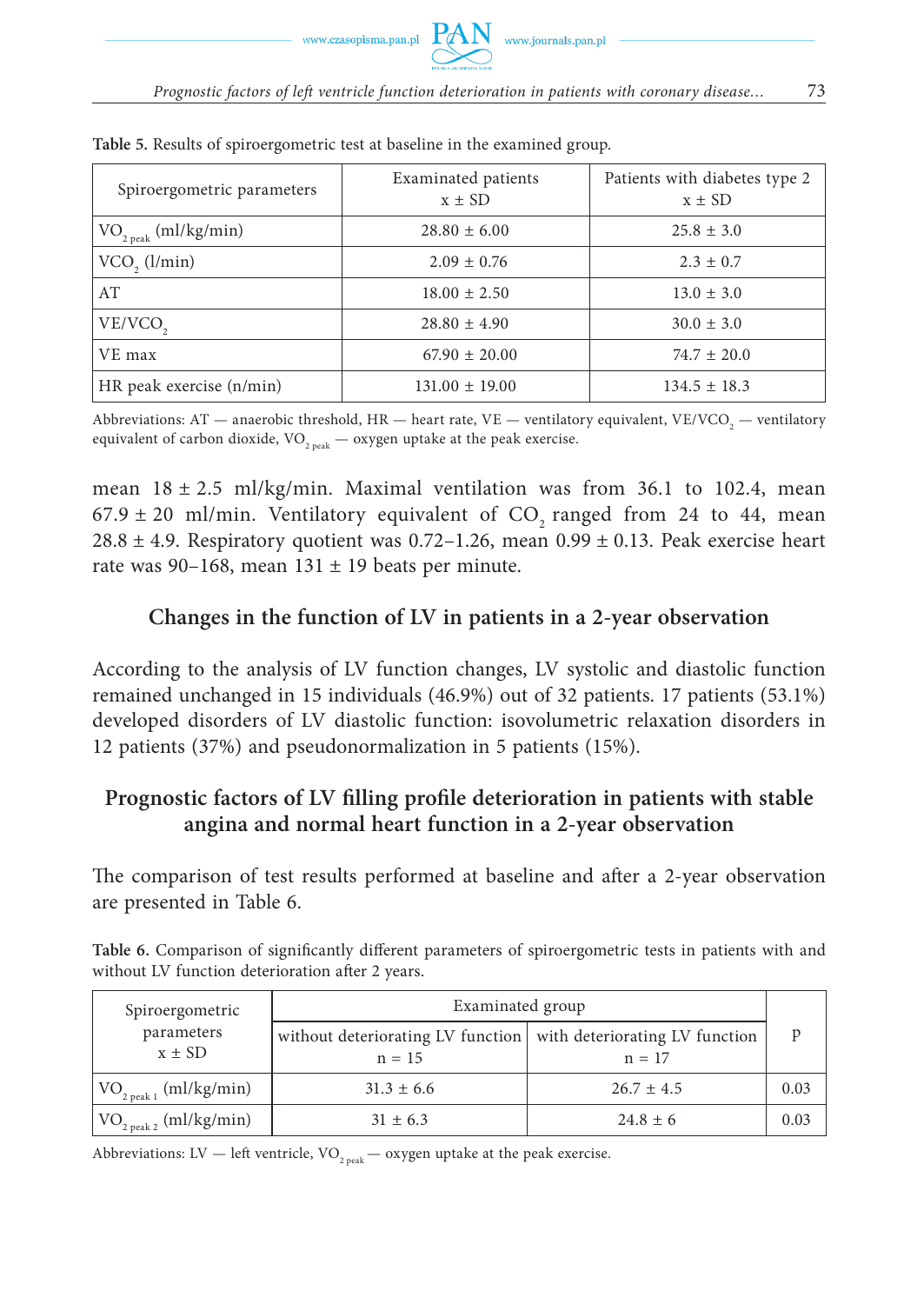**Table 5.** Results of spiroergometric test at baseline in the examined group.

| Spiroergometric parameters | Examinated patients<br>x ± SD | Patients with diabetes type 2<br>x ± SD |
|---|---|---|
| $VO_{2\ peak}$ (ml/kg/min) | 28.80 ± 6.00 | 25.8 ± 3.0 |
| $VCO_2$ (l/min) | 2.09 ± 0.76 | 2.3 ± 0.7 |
| AT | 18.00 ± 2.50 | 13.0 ± 3.0 |
| $VE/VCO_2$ | 28.80 ± 4.90 | 30.0 ± 3.0 |
| VE max | 67.90 ± 20.00 | 74.7 ± 20.0 |
| HR peak exercise (n/min) | 131.00 ± 19.00 | 134.5 ± 18.3 |

Abbreviations: AT — anaerobic threshold, HR — heart rate, VE — ventilatory equivalent, $VE/VCO_2$ — ventilatory equivalent of carbon dioxide, $VO_{2\ peak}$ — oxygen uptake at the peak exercise.

mean 18 ± 2.5 ml/kg/min. Maximal ventilation was from 36.1 to 102.4, mean 67.9 ± 20 ml/min. Ventilatory equivalent of $CO_2$ ranged from 24 to 44, mean 28.8 ± 4.9. Respiratory quotient was 0.72–1.26, mean 0.99 ± 0.13. Peak exercise heart rate was 90–168, mean 131 ± 19 beats per minute.

## Changes in the function of LV in patients in a 2-year observation

According to the analysis of LV function changes, LV systolic and diastolic function remained unchanged in 15 individuals (46.9%) out of 32 patients. 17 patients (53.1%) developed disorders of LV diastolic function: isovolumetric relaxation disorders in 12 patients (37%) and pseudonormalization in 5 patients (15%).

## Prognostic factors of LV filling profile deterioration in patients with stable angina and normal heart function in a 2-year observation

The comparison of test results performed at baseline and after a 2-year observation are presented in Table 6.

**Table 6.** Comparison of significantly different parameters of spiroergometric tests in patients with and without LV function deterioration after 2 years.

| Spiroergometric parameters<br>x ± SD | Examinated group | | p |
|---|---|---|---|
| | without deteriorating LV function<br>n = 15 | with deteriorating LV function<br>n = 17 | |
| $VO_{2\ peak\ 1}$ (ml/kg/min) | 31.3 ± 6.6 | 26.7 ± 4.5 | 0.03 |
| $VO_{2\ peak\ 2}$ (ml/kg/min) | 31 ± 6.3 | 24.8 ± 6 | 0.03 |

Abbreviations: LV — left ventricle, $VO_{2\ peak}$ — oxygen uptake at the peak exercise.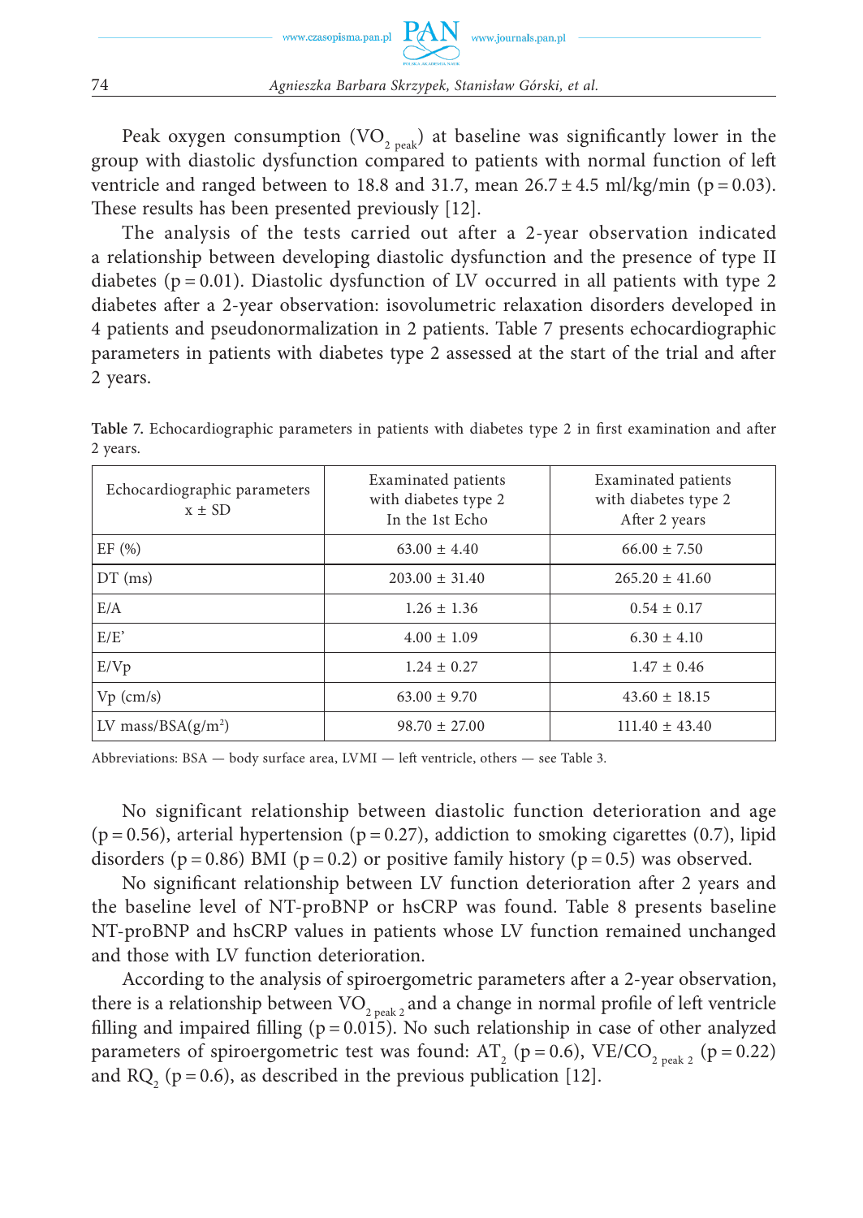Peak oxygen consumption ($VO_{2\ peak}$) at baseline was significantly lower in the group with diastolic dysfunction compared to patients with normal function of left ventricle and ranged between to 18.8 and 31.7, mean 26.7 ± 4.5 ml/kg/min ($p = 0.03$). These results has been presented previously [12].

The analysis of the tests carried out after a 2-year observation indicated a relationship between developing diastolic dysfunction and the presence of type II diabetes ($p = 0.01$). Diastolic dysfunction of LV occurred in all patients with type 2 diabetes after a 2-year observation: isovolumetric relaxation disorders developed in 4 patients and pseudonormalization in 2 patients. Table 7 presents echocardiographic parameters in patients with diabetes type 2 assessed at the start of the trial and after 2 years.

**Table 7.** Echocardiographic parameters in patients with diabetes type 2 in first examination and after 2 years.

| Echocardiographic parameters x ± SD | Examinated patients with diabetes type 2 In the 1st Echo | Examinated patients with diabetes type 2 After 2 years |
|---|---|---|
| EF (%) | 63.00 ± 4.40 | 66.00 ± 7.50 |
| DT (ms) | 203.00 ± 31.40 | 265.20 ± 41.60 |
| E/A | 1.26 ± 1.36 | 0.54 ± 0.17 |
| E/E' | 4.00 ± 1.09 | 6.30 ± 4.10 |
| E/Vp | 1.24 ± 0.27 | 1.47 ± 0.46 |
| Vp (cm/s) | 63.00 ± 9.70 | 43.60 ± 18.15 |
| LV mass/BSA($g/m^2$) | 98.70 ± 27.00 | 111.40 ± 43.40 |

Abbreviations: BSA — body surface area, LVMI — left ventricle, others — see Table 3.

No significant relationship between diastolic function deterioration and age ($p = 0.56$), arterial hypertension ($p = 0.27$), addiction to smoking cigarettes (0.7), lipid disorders ($p = 0.86$) BMI ($p = 0.2$) or positive family history ($p = 0.5$) was observed.

No significant relationship between LV function deterioration after 2 years and the baseline level of NT-proBNP or hsCRP was found. Table 8 presents baseline NT-proBNP and hsCRP values in patients whose LV function remained unchanged and those with LV function deterioration.

According to the analysis of spiroergometric parameters after a 2-year observation, there is a relationship between $VO_{2\ peak\ 2}$ and a change in normal profile of left ventricle filling and impaired filling ($p = 0.015$). No such relationship in case of other analyzed parameters of spiroergometric test was found: $AT_2$ ($p = 0.6$), $VE/CO_{2\ peak\ 2}$ ($p = 0.22$) and $RQ_2$ ($p = 0.6$), as described in the previous publication [12].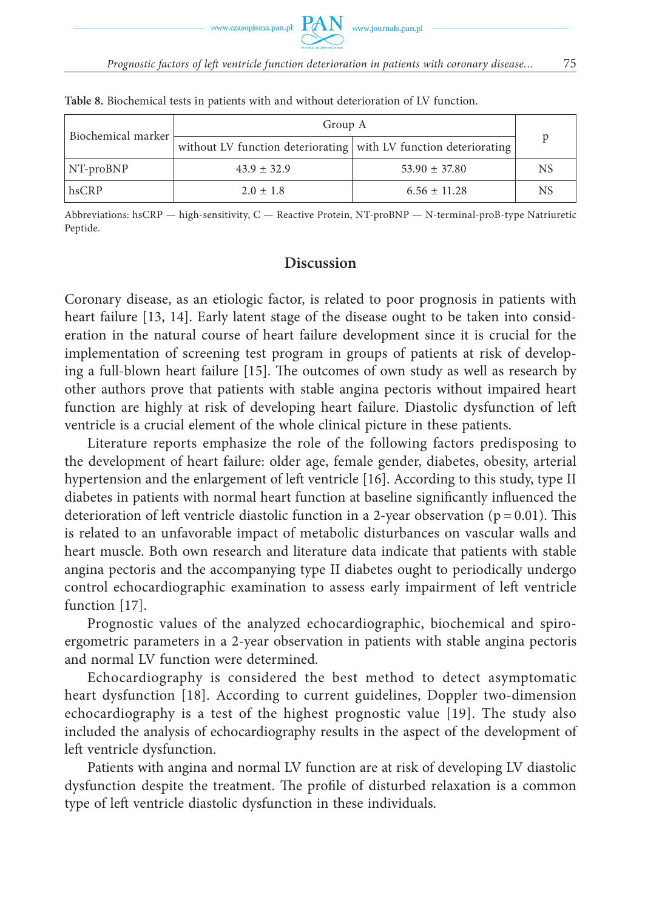**Table 8.** Biochemical tests in patients with and without deterioration of LV function.

| Biochemical marker | Group A | | p |
|---|---|---|---|
| | without LV function deteriorating | with LV function deteriorating | |
| NT-proBNP | 43.9 ± 32.9 | 53.90 ± 37.80 | NS |
| hsCRP | 2.0 ± 1.8 | 6.56 ± 11.28 | NS |

Abbreviations: hsCRP — high-sensitivity, C — Reactive Protein, NT-proBNP — N-terminal-proB-type Natriuretic Peptide.

## Discussion

Coronary disease, as an etiologic factor, is related to poor prognosis in patients with heart failure [13, 14]. Early latent stage of the disease ought to be taken into consideration in the natural course of heart failure development since it is crucial for the implementation of screening test program in groups of patients at risk of developing a full-blown heart failure [15]. The outcomes of own study as well as research by other authors prove that patients with stable angina pectoris without impaired heart function are highly at risk of developing heart failure. Diastolic dysfunction of left ventricle is a crucial element of the whole clinical picture in these patients.

Literature reports emphasize the role of the following factors predisposing to the development of heart failure: older age, female gender, diabetes, obesity, arterial hypertension and the enlargement of left ventricle [16]. According to this study, type II diabetes in patients with normal heart function at baseline significantly influenced the deterioration of left ventricle diastolic function in a 2-year observation ($p = 0.01$). This is related to an unfavorable impact of metabolic disturbances on vascular walls and heart muscle. Both own research and literature data indicate that patients with stable angina pectoris and the accompanying type II diabetes ought to periodically undergo control echocardiographic examination to assess early impairment of left ventricle function [17].

Prognostic values of the analyzed echocardiographic, biochemical and spiroergometric parameters in a 2-year observation in patients with stable angina pectoris and normal LV function were determined.

Echocardiography is considered the best method to detect asymptomatic heart dysfunction [18]. According to current guidelines, Doppler two-dimension echocardiography is a test of the highest prognostic value [19]. The study also included the analysis of echocardiography results in the aspect of the development of left ventricle dysfunction.

Patients with angina and normal LV function are at risk of developing LV diastolic dysfunction despite the treatment. The profile of disturbed relaxation is a common type of left ventricle diastolic dysfunction in these individuals.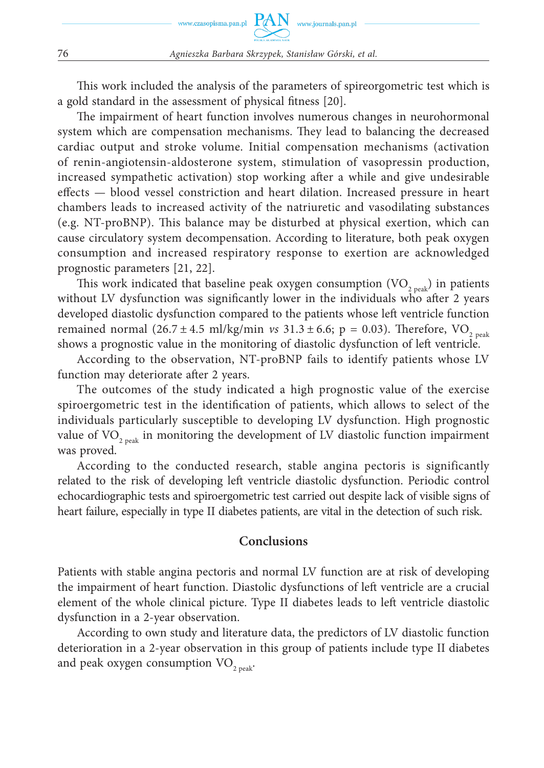This work included the analysis of the parameters of spireorgometric test which is a gold standard in the assessment of physical fitness [20].

The impairment of heart function involves numerous changes in neurohormonal system which are compensation mechanisms. They lead to balancing the decreased cardiac output and stroke volume. Initial compensation mechanisms (activation of renin-angiotensin-aldosterone system, stimulation of vasopressin production, increased sympathetic activation) stop working after a while and give undesirable effects — blood vessel constriction and heart dilation. Increased pressure in heart chambers leads to increased activity of the natriuretic and vasodilating substances (e.g. NT-proBNP). This balance may be disturbed at physical exertion, which can cause circulatory system decompensation. According to literature, both peak oxygen consumption and increased respiratory response to exertion are acknowledged prognostic parameters [21, 22].

This work indicated that baseline peak oxygen consumption ($VO_{2\ peak}$) in patients without LV dysfunction was significantly lower in the individuals who after 2 years developed diastolic dysfunction compared to the patients whose left ventricle function remained normal ($26.7 \pm 4.5$ ml/kg/min *vs* $31.3 \pm 6.6$; $p = 0.03$). Therefore, $VO_{2\ peak}$ shows a prognostic value in the monitoring of diastolic dysfunction of left ventricle.

According to the observation, NT-proBNP fails to identify patients whose LV function may deteriorate after 2 years.

The outcomes of the study indicated a high prognostic value of the exercise spiroergometric test in the identification of patients, which allows to select of the individuals particularly susceptible to developing LV dysfunction. High prognostic value of $VO_{2\ peak}$ in monitoring the development of LV diastolic function impairment was proved.

According to the conducted research, stable angina pectoris is significantly related to the risk of developing left ventricle diastolic dysfunction. Periodic control echocardiographic tests and spiroergometric test carried out despite lack of visible signs of heart failure, especially in type II diabetes patients, are vital in the detection of such risk.

## Conclusions

Patients with stable angina pectoris and normal LV function are at risk of developing the impairment of heart function. Diastolic dysfunctions of left ventricle are a crucial element of the whole clinical picture. Type II diabetes leads to left ventricle diastolic dysfunction in a 2-year observation.

According to own study and literature data, the predictors of LV diastolic function deterioration in a 2-year observation in this group of patients include type II diabetes and peak oxygen consumption $VO_{2\ peak}$.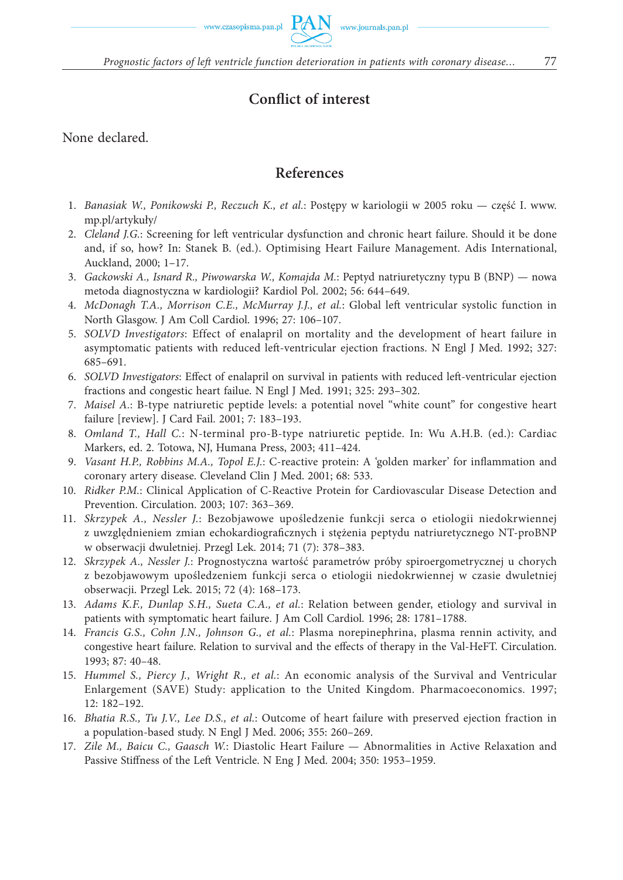## Conflict of interest

None declared.

## References

1. *Banasiak W., Ponikowski P., Reczuch K., et al.*: Postępy w kariologii w 2005 roku — część I. www.mp.pl/artykuły/
2. *Cleland J.G.*: Screening for left ventricular dysfunction and chronic heart failure. Should it be done and, if so, how? In: Stanek B. (ed.). Optimising Heart Failure Management. Adis International, Auckland, 2000; 1–17.
3. *Gackowski A., Isnard R., Piwowarska W., Komajda M.*: Peptyd natriuretyczny typu B (BNP) — nowa metoda diagnostyczna w kardiologii? Kardiol Pol. 2002; 56: 644–649.
4. *McDonagh T.A., Morrison C.E., McMurray J.J., et al.*: Global left ventricular systolic function in North Glasgow. J Am Coll Cardiol. 1996; 27: 106–107.
5. *SOLVD Investigators*: Effect of enalapril on mortality and the development of heart failure in asymptomatic patients with reduced left-ventricular ejection fractions. N Engl J Med. 1992; 327: 685–691.
6. *SOLVD Investigators*: Effect of enalapril on survival in patients with reduced left-ventricular ejection fractions and congestic heart failue. N Engl J Med. 1991; 325: 293–302.
7. *Maisel A.*: B-type natriuretic peptide levels: a potential novel "white count" for congestive heart failure [review]. J Card Fail. 2001; 7: 183–193.
8. *Omland T., Hall C.*: N-terminal pro-B-type natriuretic peptide. In: Wu A.H.B. (ed.): Cardiac Markers, ed. 2. Totowa, NJ, Humana Press, 2003; 411–424.
9. *Vasant H.P., Robbins M.A., Topol E.J.*: C-reactive protein: A 'golden marker' for inflammation and coronary artery disease. Cleveland Clin J Med. 2001; 68: 533.
10. *Ridker P.M.*: Clinical Application of C-Reactive Protein for Cardiovascular Disease Detection and Prevention. Circulation. 2003; 107: 363–369.
11. *Skrzypek A., Nessler J.*: Bezobjawowe upośledzenie funkcji serca o etiologii niedokrwiennej z uwzględnieniem zmian echokardiograficznych i stężenia peptydu natriuretycznego NT-proBNP w obserwacji dwuletniej. Przegl Lek. 2014; 71 (7): 378–383.
12. *Skrzypek A., Nessler J.*: Prognostyczna wartość parametrów próby spiroergometrycznej u chorych z bezobjawowym upośledzeniem funkcji serca o etiologii niedokrwiennej w czasie dwuletniej obserwacji. Przegl Lek. 2015; 72 (4): 168–173.
13. *Adams K.F., Dunlap S.H., Sueta C.A., et al.*: Relation between gender, etiology and survival in patients with symptomatic heart failure. J Am Coll Cardiol. 1996; 28: 1781–1788.
14. *Francis G.S., Cohn J.N., Johnson G., et al.*: Plasma norepinephrina, plasma rennin activity, and congestive heart failure. Relation to survival and the effects of therapy in the Val-HeFT. Circulation. 1993; 87: 40–48.
15. *Hummel S., Piercy J., Wright R., et al.*: An economic analysis of the Survival and Ventricular Enlargement (SAVE) Study: application to the United Kingdom. Pharmacoeconomics. 1997; 12: 182–192.
16. *Bhatia R.S., Tu J.V., Lee D.S., et al.*: Outcome of heart failure with preserved ejection fraction in a population-based study. N Engl J Med. 2006; 355: 260–269.
17. *Zile M., Baicu C., Gaasch W.*: Diastolic Heart Failure — Abnormalities in Active Relaxation and Passive Stiffness of the Left Ventricle. N Eng J Med. 2004; 350: 1953–1959.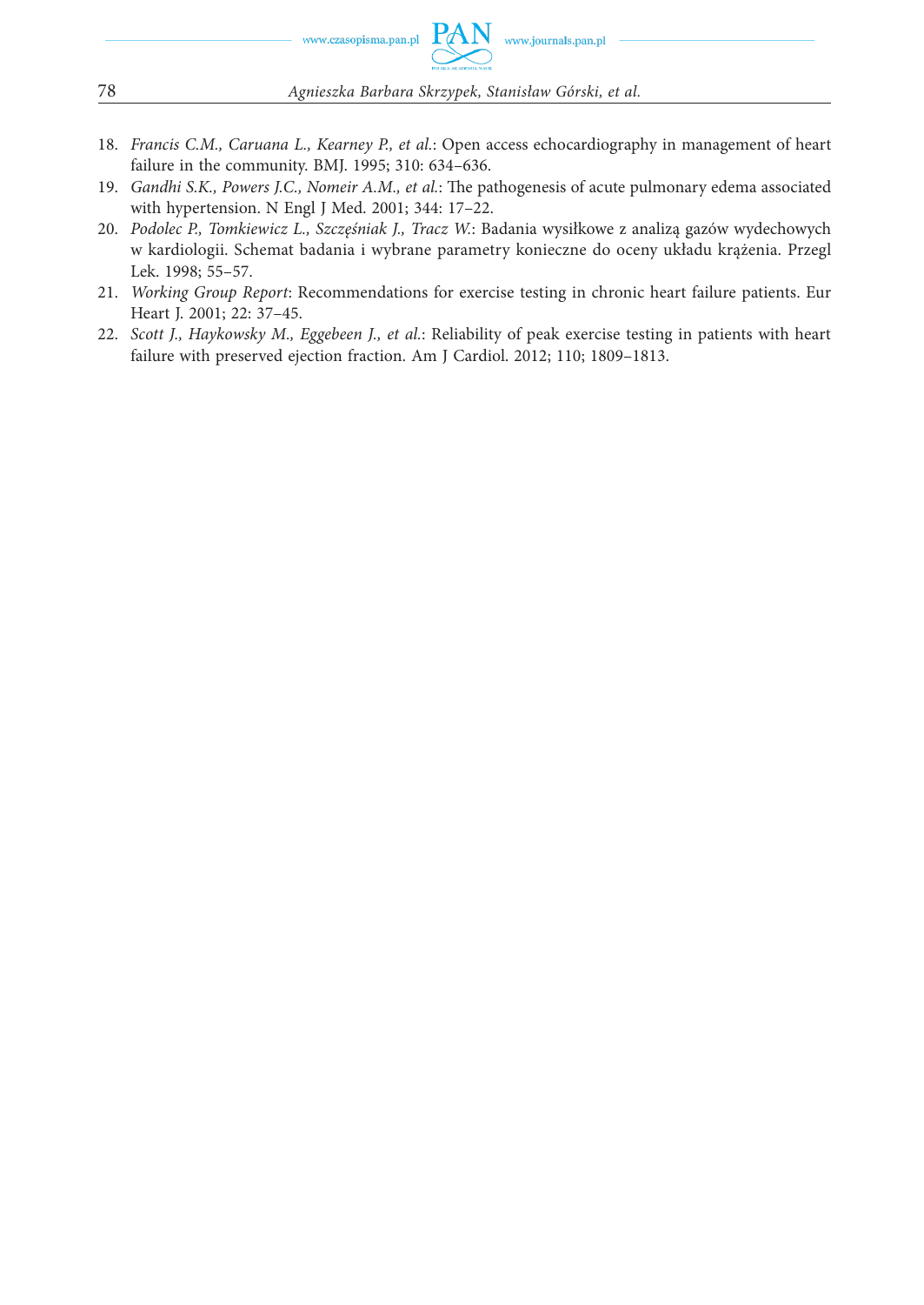18. *Francis C.M., Caruana L., Kearney P., et al.*: Open access echocardiography in management of heart failure in the community. BMJ. 1995; 310: 634–636.
19. *Gandhi S.K., Powers J.C., Nomeir A.M., et al.*: The pathogenesis of acute pulmonary edema associated with hypertension. N Engl J Med. 2001; 344: 17–22.
20. *Podolec P., Tomkiewicz L., Szczęśniak J., Tracz W.*: Badania wysiłkowe z analizą gazów wydechowych w kardiologii. Schemat badania i wybrane parametry konieczne do oceny układu krążenia. Przegl Lek. 1998; 55–57.
21. *Working Group Report*: Recommendations for exercise testing in chronic heart failure patients. Eur Heart J. 2001; 22: 37–45.
22. *Scott J., Haykowsky M., Eggebeen J., et al.*: Reliability of peak exercise testing in patients with heart failure with preserved ejection fraction. Am J Cardiol. 2012; 110; 1809–1813.